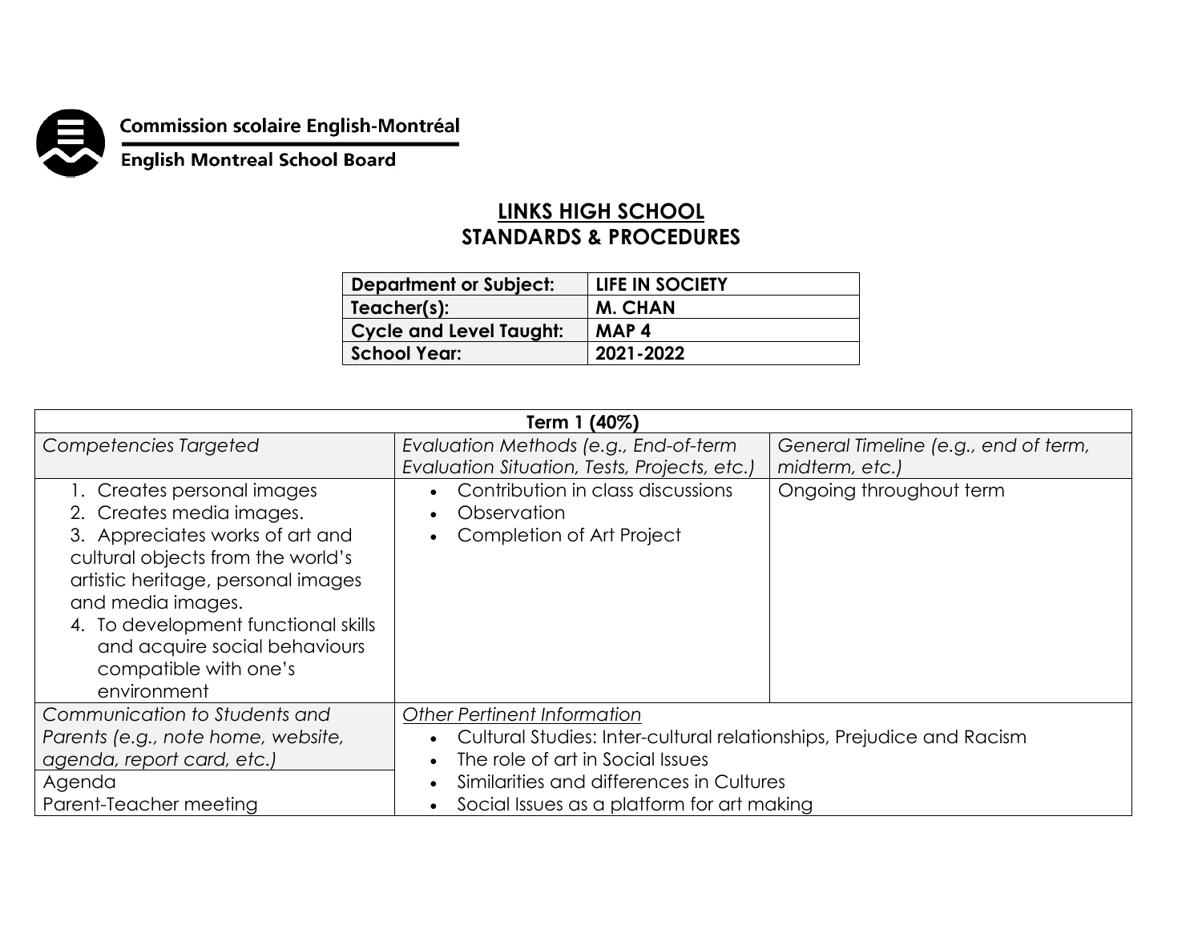Commission scolaire English-Montréal

English Montreal School Board

# LINKS HIGH SCHOOL
## STANDARDS & PROCEDURES

| Department or Subject: | LIFE IN SOCIETY |
|---|---|
| Teacher(s): | M. CHAN |
| Cycle and Level Taught: | MAP 4 |
| School Year: | 2021-2022 |

| Term 1 (40%) | | |
|---|---|---|
| *Competencies Targeted* | *Evaluation Methods (e.g., End-of-term Evaluation Situation, Tests, Projects, etc.)* | *General Timeline (e.g., end of term, midterm, etc.)* |
| 1. Creates personal images<br>2. Creates media images.<br>3. Appreciates works of art and cultural objects from the world's artistic heritage, personal images and media images.<br>4. To development functional skills and acquire social behaviours compatible with one's environment | • Contribution in class discussions<br>• Observation<br>• Completion of Art Project | Ongoing throughout term |
| *Communication to Students and Parents (e.g., note home, website, agenda, report card, etc.)*<br>Agenda<br>Parent-Teacher meeting | *Other Pertinent Information*<br>• Cultural Studies: Inter-cultural relationships, Prejudice and Racism<br>• The role of art in Social Issues<br>• Similarities and differences in Cultures<br>• Social Issues as a platform for art making | |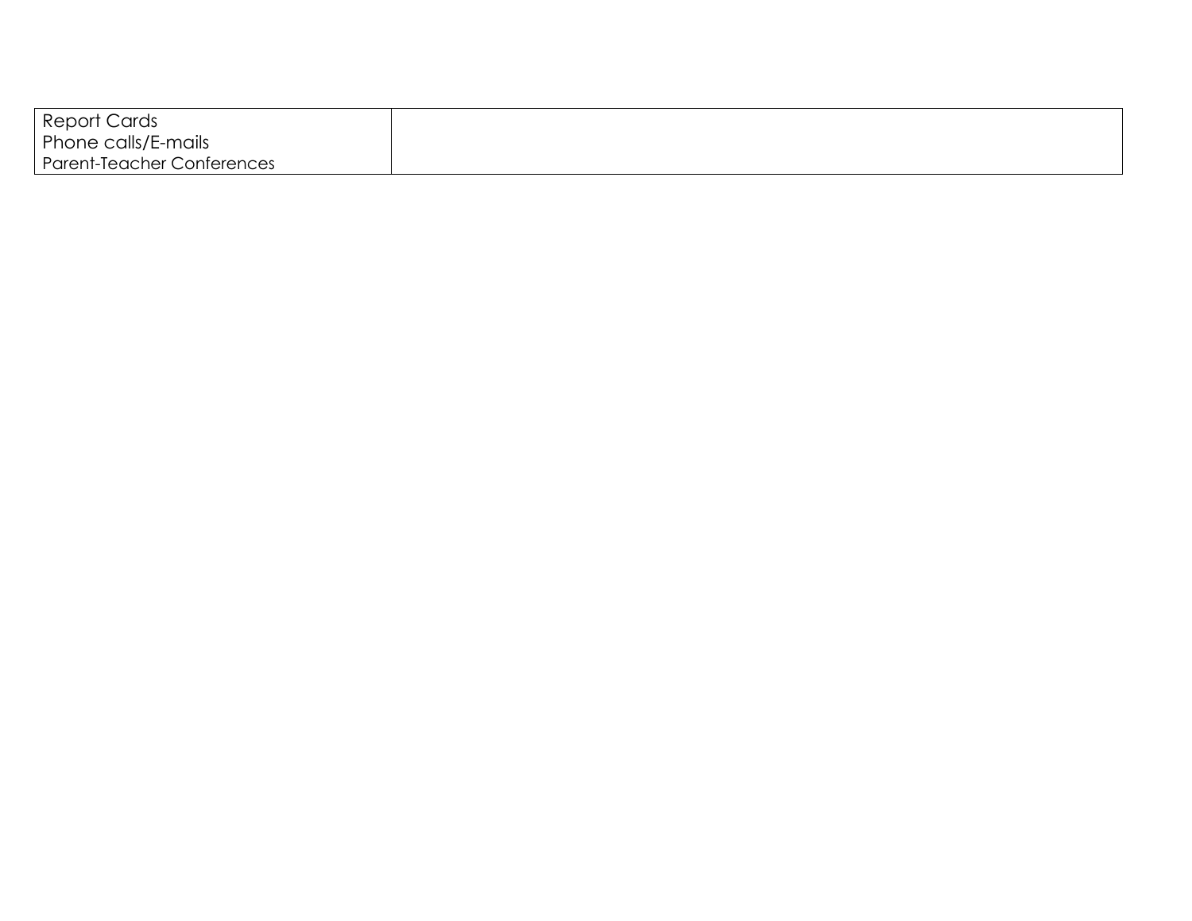| Report Cards<br>Phone calls/E-mails<br>Parent-Teacher Conferences | |
|---|---|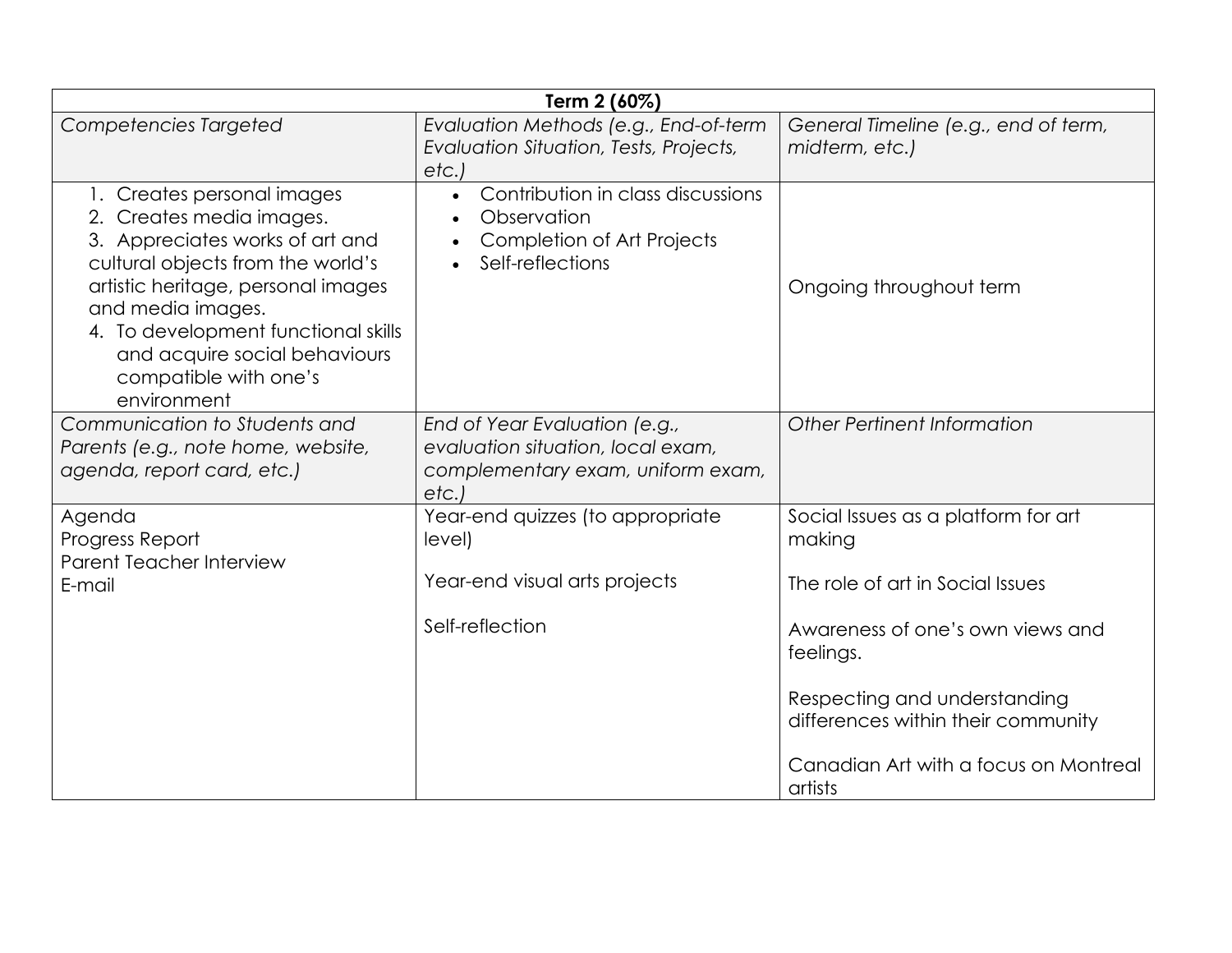| Term 2 (60%) | | |
|---|---|---|
| *Competencies Targeted* | *Evaluation Methods (e.g., End-of-term Evaluation Situation, Tests, Projects, etc.)* | *General Timeline (e.g., end of term, midterm, etc.)* |
| 1. Creates personal images<br>2. Creates media images.<br>3. Appreciates works of art and cultural objects from the world's artistic heritage, personal images and media images.<br>4. To development functional skills and acquire social behaviours compatible with one's environment | • Contribution in class discussions<br>• Observation<br>• Completion of Art Projects<br>• Self-reflections | Ongoing throughout term |
| *Communication to Students and Parents (e.g., note home, website, agenda, report card, etc.)* | *End of Year Evaluation (e.g., evaluation situation, local exam, complementary exam, uniform exam, etc.)* | *Other Pertinent Information* |
| Agenda<br>Progress Report<br>Parent Teacher Interview<br>E-mail | Year-end quizzes (to appropriate level)<br><br>Year-end visual arts projects<br><br>Self-reflection | Social Issues as a platform for art making<br><br>The role of art in Social Issues<br><br>Awareness of one's own views and feelings.<br><br>Respecting and understanding differences within their community<br><br>Canadian Art with a focus on Montreal artists |